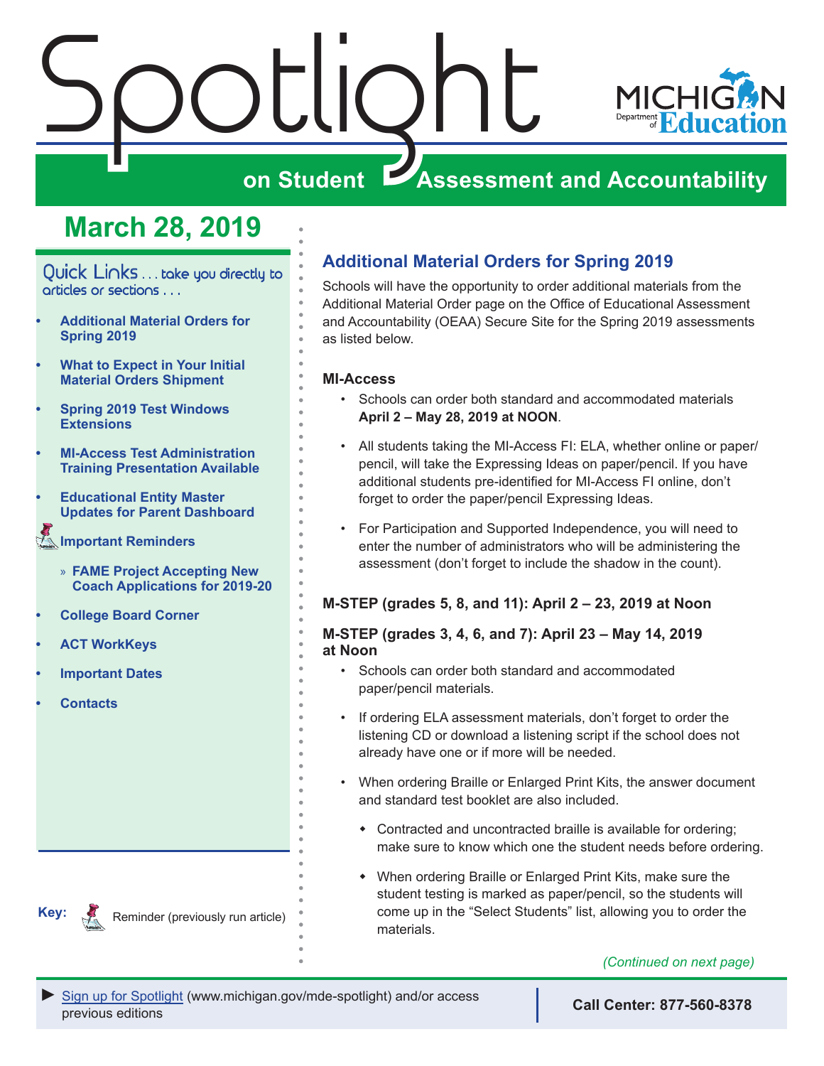# Spotlight on Student Assessment and Accountability

## March 28, 2019

Quick Links . . . take you directly to articles or sections . . .

- Additional Material Orders for Spring 2019
- What to Expect in Your Initial Material Orders Shipment
- Spring 2019 Test Windows Extensions
- MI-Access Test Administration Training Presentation Available
- Educational Entity Master Updates for Parent Dashboard
- Important Reminders
  - » FAME Project Accepting New Coach Applications for 2019-20
- College Board Corner
- ACT WorkKeys
- Important Dates
- Contacts

Key: Reminder (previously run article)

## Additional Material Orders for Spring 2019

Schools will have the opportunity to order additional materials from the Additional Material Order page on the Office of Educational Assessment and Accountability (OEAA) Secure Site for the Spring 2019 assessments as listed below.

### MI-Access

- Schools can order both standard and accommodated materials **April 2 – May 28, 2019 at NOON**.
- All students taking the MI-Access FI: ELA, whether online or paper/pencil, will take the Expressing Ideas on paper/pencil. If you have additional students pre-identified for MI-Access FI online, don't forget to order the paper/pencil Expressing Ideas.
- For Participation and Supported Independence, you will need to enter the number of administrators who will be administering the assessment (don't forget to include the shadow in the count).

### M-STEP (grades 5, 8, and 11): April 2 – 23, 2019 at Noon

### M-STEP (grades 3, 4, 6, and 7): April 23 – May 14, 2019 at Noon

- Schools can order both standard and accommodated paper/pencil materials.
- If ordering ELA assessment materials, don't forget to order the listening CD or download a listening script if the school does not already have one or if more will be needed.
- When ordering Braille or Enlarged Print Kits, the answer document and standard test booklet are also included.
  - Contracted and uncontracted braille is available for ordering; make sure to know which one the student needs before ordering.
  - When ordering Braille or Enlarged Print Kits, make sure the student testing is marked as paper/pencil, so the students will come up in the "Select Students" list, allowing you to order the materials.

*(Continued on next page)*

Sign up for Spotlight (www.michigan.gov/mde-spotlight) and/or access previous editions

**Call Center: 877-560-8378**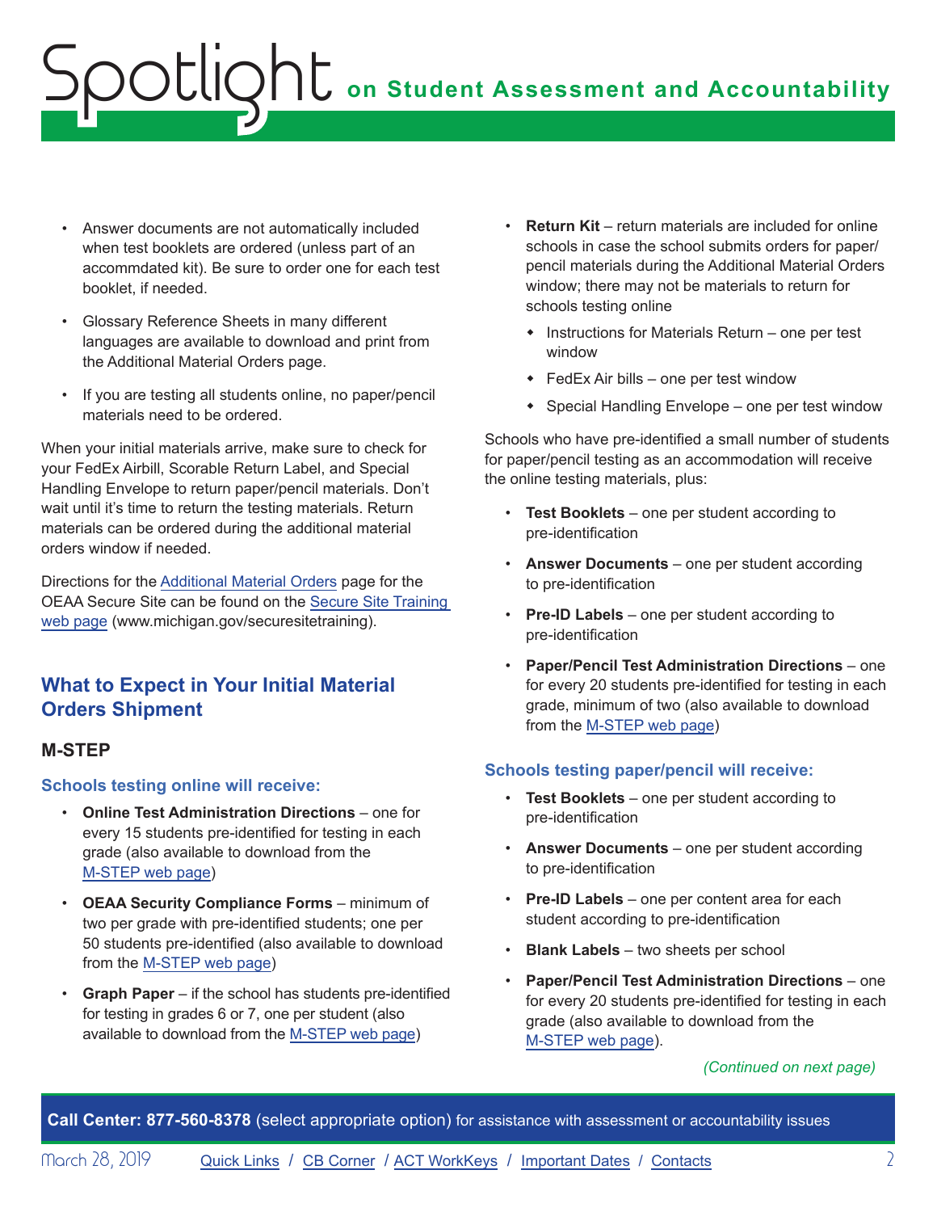- Answer documents are not automatically included when test booklets are ordered (unless part of an accommmdated kit). Be sure to order one for each test booklet, if needed.
- Glossary Reference Sheets in many different languages are available to download and print from the Additional Material Orders page.
- If you are testing all students online, no paper/pencil materials need to be ordered.

When your initial materials arrive, make sure to check for your FedEx Airbill, Scorable Return Label, and Special Handling Envelope to return paper/pencil materials. Don't wait until it's time to return the testing materials. Return materials can be ordered during the additional material orders window if needed.

Directions for the Additional Material Orders page for the OEAA Secure Site can be found on the Secure Site Training web page (www.michigan.gov/securesitetraining).

## What to Expect in Your Initial Material Orders Shipment

### M-STEP

#### Schools testing online will receive:

- **Online Test Administration Directions** – one for every 15 students pre-identified for testing in each grade (also available to download from the M-STEP web page)
- **OEAA Security Compliance Forms** – minimum of two per grade with pre-identified students; one per 50 students pre-identified (also available to download from the M-STEP web page)
- **Graph Paper** – if the school has students pre-identified for testing in grades 6 or 7, one per student (also available to download from the M-STEP web page)
- **Return Kit** – return materials are included for online schools in case the school submits orders for paper/pencil materials during the Additional Material Orders window; there may not be materials to return for schools testing online
  - Instructions for Materials Return – one per test window
  - FedEx Air bills – one per test window
  - Special Handling Envelope – one per test window

Schools who have pre-identified a small number of students for paper/pencil testing as an accommodation will receive the online testing materials, plus:

- **Test Booklets** – one per student according to pre-identification
- **Answer Documents** – one per student according to pre-identification
- **Pre-ID Labels** – one per student according to pre-identification
- **Paper/Pencil Test Administration Directions** – one for every 20 students pre-identified for testing in each grade, minimum of two (also available to download from the M-STEP web page)

#### Schools testing paper/pencil will receive:

- **Test Booklets** – one per student according to pre-identification
- **Answer Documents** – one per student according to pre-identification
- **Pre-ID Labels** – one per content area for each student according to pre-identification
- **Blank Labels** – two sheets per school
- **Paper/Pencil Test Administration Directions** – one for every 20 students pre-identified for testing in each grade (also available to download from the M-STEP web page).

*(Continued on next page)*

**Call Center: 877-560-8378** (select appropriate option) for assistance with assessment or accountability issues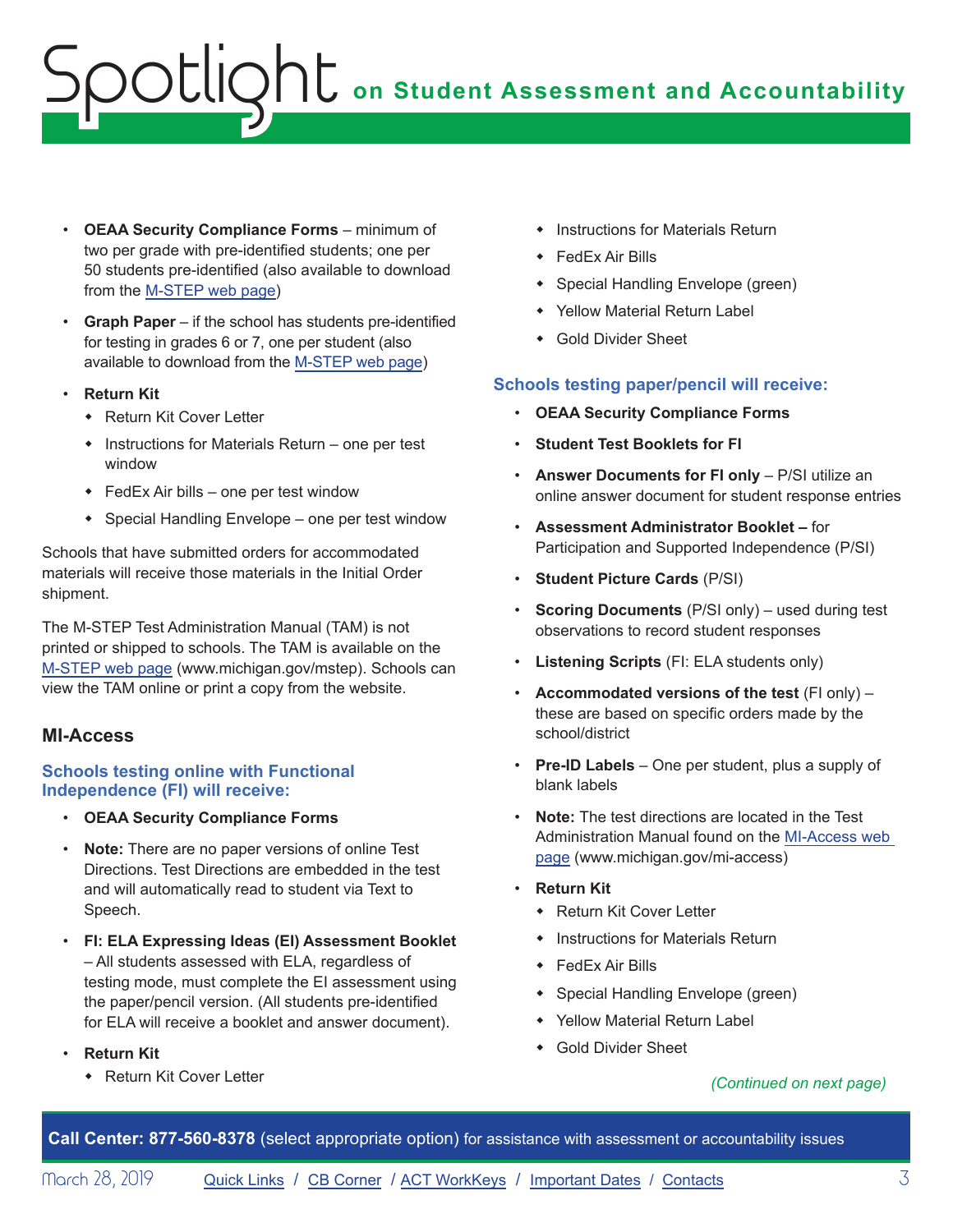- **OEAA Security Compliance Forms** – minimum of two per grade with pre-identified students; one per 50 students pre-identified (also available to download from the [M-STEP web page](www.michigan.gov/mstep))
- **Graph Paper** – if the school has students pre-identified for testing in grades 6 or 7, one per student (also available to download from the [M-STEP web page](www.michigan.gov/mstep))
- **Return Kit**
  - Return Kit Cover Letter
  - Instructions for Materials Return – one per test window
  - FedEx Air bills – one per test window
  - Special Handling Envelope – one per test window

Schools that have submitted orders for accommodated materials will receive those materials in the Initial Order shipment.

The M-STEP Test Administration Manual (TAM) is not printed or shipped to schools. The TAM is available on the [M-STEP web page](www.michigan.gov/mstep) (www.michigan.gov/mstep). Schools can view the TAM online or print a copy from the website.

## MI-Access

### Schools testing online with Functional Independence (FI) will receive:

- **OEAA Security Compliance Forms**
- **Note:** There are no paper versions of online Test Directions. Test Directions are embedded in the test and will automatically read to student via Text to Speech.
- **FI: ELA Expressing Ideas (EI) Assessment Booklet** – All students assessed with ELA, regardless of testing mode, must complete the EI assessment using the paper/pencil version. (All students pre-identified for ELA will receive a booklet and answer document).
- **Return Kit**
  - Return Kit Cover Letter
  - Instructions for Materials Return
  - FedEx Air Bills
  - Special Handling Envelope (green)
  - Yellow Material Return Label
  - Gold Divider Sheet

### Schools testing paper/pencil will receive:

- **OEAA Security Compliance Forms**
- **Student Test Booklets for FI**
- **Answer Documents for FI only** – P/SI utilize an online answer document for student response entries
- **Assessment Administrator Booklet –** for Participation and Supported Independence (P/SI)
- **Student Picture Cards** (P/SI)
- **Scoring Documents** (P/SI only) – used during test observations to record student responses
- **Listening Scripts** (FI: ELA students only)
- **Accommodated versions of the test** (FI only) – these are based on specific orders made by the school/district
- **Pre-ID Labels** – One per student, plus a supply of blank labels
- **Note:** The test directions are located in the Test Administration Manual found on the [MI-Access web page](www.michigan.gov/mi-access) (www.michigan.gov/mi-access)
- **Return Kit**
  - Return Kit Cover Letter
  - Instructions for Materials Return
  - FedEx Air Bills
  - Special Handling Envelope (green)
  - Yellow Material Return Label
  - Gold Divider Sheet

*(Continued on next page)*

**Call Center: 877-560-8378** (select appropriate option) for assistance with assessment or accountability issues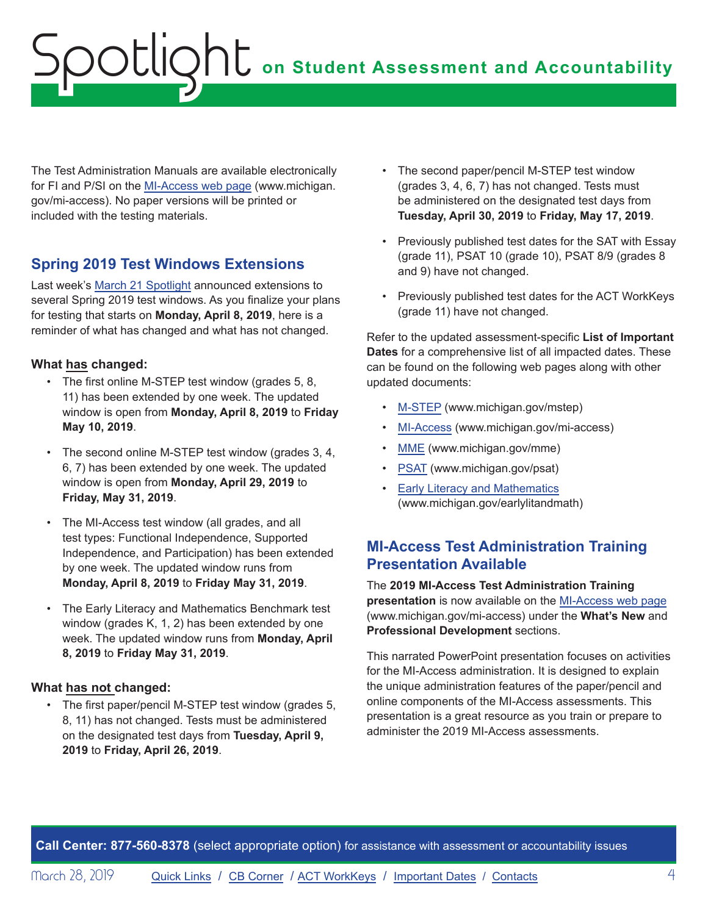The Test Administration Manuals are available electronically for FI and P/SI on the MI-Access web page (www.michigan.gov/mi-access). No paper versions will be printed or included with the testing materials.

## Spring 2019 Test Windows Extensions

Last week's March 21 Spotlight announced extensions to several Spring 2019 test windows. As you finalize your plans for testing that starts on **Monday, April 8, 2019**, here is a reminder of what has changed and what has not changed.

**What has changed:**

- The first online M-STEP test window (grades 5, 8, 11) has been extended by one week. The updated window is open from **Monday, April 8, 2019** to **Friday May 10, 2019**.
- The second online M-STEP test window (grades 3, 4, 6, 7) has been extended by one week. The updated window is open from **Monday, April 29, 2019** to **Friday, May 31, 2019**.
- The MI-Access test window (all grades, and all test types: Functional Independence, Supported Independence, and Participation) has been extended by one week. The updated window runs from **Monday, April 8, 2019** to **Friday May 31, 2019**.
- The Early Literacy and Mathematics Benchmark test window (grades K, 1, 2) has been extended by one week. The updated window runs from **Monday, April 8, 2019** to **Friday May 31, 2019**.

**What has not changed:**

- The first paper/pencil M-STEP test window (grades 5, 8, 11) has not changed. Tests must be administered on the designated test days from **Tuesday, April 9, 2019** to **Friday, April 26, 2019**.
- The second paper/pencil M-STEP test window (grades 3, 4, 6, 7) has not changed. Tests must be administered on the designated test days from **Tuesday, April 30, 2019** to **Friday, May 17, 2019**.
- Previously published test dates for the SAT with Essay (grade 11), PSAT 10 (grade 10), PSAT 8/9 (grades 8 and 9) have not changed.
- Previously published test dates for the ACT WorkKeys (grade 11) have not changed.

Refer to the updated assessment-specific **List of Important Dates** for a comprehensive list of all impacted dates. These can be found on the following web pages along with other updated documents:

- M-STEP (www.michigan.gov/mstep)
- MI-Access (www.michigan.gov/mi-access)
- MME (www.michigan.gov/mme)
- PSAT (www.michigan.gov/psat)
- Early Literacy and Mathematics (www.michigan.gov/earlylitandmath)

## MI-Access Test Administration Training Presentation Available

The **2019 MI-Access Test Administration Training presentation** is now available on the MI-Access web page (www.michigan.gov/mi-access) under the **What's New** and **Professional Development** sections.

This narrated PowerPoint presentation focuses on activities for the MI-Access administration. It is designed to explain the unique administration features of the paper/pencil and online components of the MI-Access assessments. This presentation is a great resource as you train or prepare to administer the 2019 MI-Access assessments.

**Call Center: 877-560-8378** (select appropriate option) for assistance with assessment or accountability issues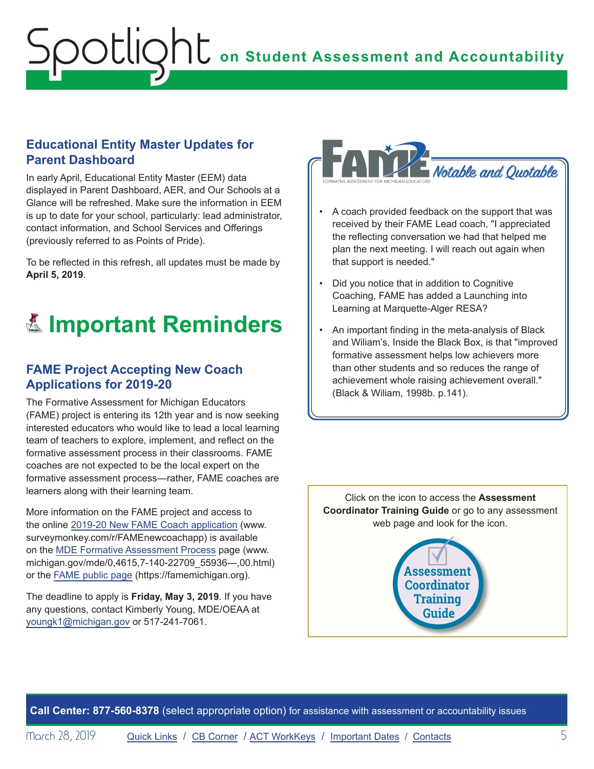## Educational Entity Master Updates for Parent Dashboard

In early April, Educational Entity Master (EEM) data displayed in Parent Dashboard, AER, and Our Schools at a Glance will be refreshed. Make sure the information in EEM is up to date for your school, particularly: lead administrator, contact information, and School Services and Offerings (previously referred to as Points of Pride).

To be reflected in this refresh, all updates must be made by **April 5, 2019**.

# Important Reminders

## FAME Project Accepting New Coach Applications for 2019-20

The Formative Assessment for Michigan Educators (FAME) project is entering its 12th year and is now seeking interested educators who would like to lead a local learning team of teachers to explore, implement, and reflect on the formative assessment process in their classrooms. FAME coaches are not expected to be the local expert on the formative assessment process—rather, FAME coaches are learners along with their learning team.

More information on the FAME project and access to the online 2019-20 New FAME Coach application (www.surveymonkey.com/r/FAMEnewcoachapp) is available on the MDE Formative Assessment Process page (www.michigan.gov/mde/0,4615,7-140-22709_55936---,00.html) or the FAME public page (https://famemichigan.org).

The deadline to apply is **Friday, May 3, 2019**. If you have any questions, contact Kimberly Young, MDE/OEAA at youngk1@michigan.gov or 517-241-7061.

## FAME Notable and Quotable

FORMATIVE ASSESSMENT FOR MICHIGAN EDUCATORS

- A coach provided feedback on the support that was received by their FAME Lead coach, "I appreciated the reflecting conversation we had that helped me plan the next meeting. I will reach out again when that support is needed."
- Did you notice that in addition to Cognitive Coaching, FAME has added a Launching into Learning at Marquette-Alger RESA?
- An important finding in the meta-analysis of Black and Wiliam's, Inside the Black Box, is that "improved formative assessment helps low achievers more than other students and so reduces the range of achievement whole raising achievement overall." (Black & Wiliam, 1998b. p.141).

Click on the icon to access the **Assessment Coordinator Training Guide** or go to any assessment web page and look for the icon.

Assessment Coordinator Training Guide

**Call Center: 877-560-8378** (select appropriate option) for assistance with assessment or accountability issues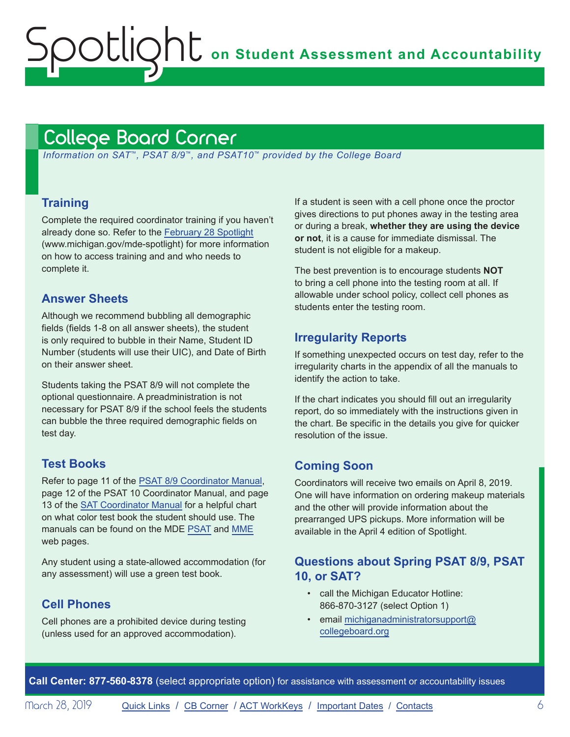## College Board Corner

*Information on SAT™, PSAT 8/9™, and PSAT10™ provided by the College Board*

### Training

Complete the required coordinator training if you haven't already done so. Refer to the February 28 Spotlight (www.michigan.gov/mde-spotlight) for more information on how to access training and and who needs to complete it.

### Answer Sheets

Although we recommend bubbling all demographic fields (fields 1-8 on all answer sheets), the student is only required to bubble in their Name, Student ID Number (students will use their UIC), and Date of Birth on their answer sheet.

Students taking the PSAT 8/9 will not complete the optional questionnaire. A preadministration is not necessary for PSAT 8/9 if the school feels the students can bubble the three required demographic fields on test day.

### Test Books

Refer to page 11 of the PSAT 8/9 Coordinator Manual, page 12 of the PSAT 10 Coordinator Manual, and page 13 of the SAT Coordinator Manual for a helpful chart on what color test book the student should use. The manuals can be found on the MDE PSAT and MME web pages.

Any student using a state-allowed accommodation (for any assessment) will use a green test book.

### Cell Phones

Cell phones are a prohibited device during testing (unless used for an approved accommodation).

If a student is seen with a cell phone once the proctor gives directions to put phones away in the testing area or during a break, **whether they are using the device or not**, it is a cause for immediate dismissal. The student is not eligible for a makeup.

The best prevention is to encourage students **NOT** to bring a cell phone into the testing room at all. If allowable under school policy, collect cell phones as students enter the testing room.

### Irregularity Reports

If something unexpected occurs on test day, refer to the irregularity charts in the appendix of all the manuals to identify the action to take.

If the chart indicates you should fill out an irregularity report, do so immediately with the instructions given in the chart. Be specific in the details you give for quicker resolution of the issue.

### Coming Soon

Coordinators will receive two emails on April 8, 2019. One will have information on ordering makeup materials and the other will provide information about the prearranged UPS pickups. More information will be available in the April 4 edition of Spotlight.

### Questions about Spring PSAT 8/9, PSAT 10, or SAT?

- call the Michigan Educator Hotline: 866-870-3127 (select Option 1)
- email michiganadministratorsupport@collegeboard.org

**Call Center: 877-560-8378** (select appropriate option) for assistance with assessment or accountability issues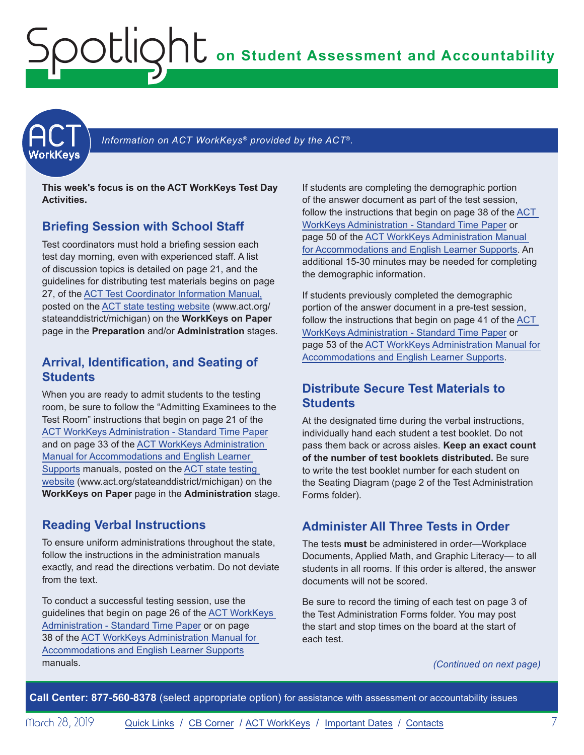*Information on ACT WorkKeys® provided by the ACT®.*

**This week's focus is on the ACT WorkKeys Test Day Activities.**

## Briefing Session with School Staff

Test coordinators must hold a briefing session each test day morning, even with experienced staff. A list of discussion topics is detailed on page 21, and the guidelines for distributing test materials begins on page 27, of the ACT Test Coordinator Information Manual, posted on the ACT state testing website (www.act.org/stateanddistrict/michigan) on the **WorkKeys on Paper** page in the **Preparation** and/or **Administration** stages.

## Arrival, Identification, and Seating of Students

When you are ready to admit students to the testing room, be sure to follow the "Admitting Examinees to the Test Room" instructions that begin on page 21 of the ACT WorkKeys Administration - Standard Time Paper and on page 33 of the ACT WorkKeys Administration Manual for Accommodations and English Learner Supports manuals, posted on the ACT state testing website (www.act.org/stateanddistrict/michigan) on the **WorkKeys on Paper** page in the **Administration** stage.

## Reading Verbal Instructions

To ensure uniform administrations throughout the state, follow the instructions in the administration manuals exactly, and read the directions verbatim. Do not deviate from the text.

To conduct a successful testing session, use the guidelines that begin on page 26 of the ACT WorkKeys Administration - Standard Time Paper or on page 38 of the ACT WorkKeys Administration Manual for Accommodations and English Learner Supports manuals.

If students are completing the demographic portion of the answer document as part of the test session, follow the instructions that begin on page 38 of the ACT WorkKeys Administration - Standard Time Paper or page 50 of the ACT WorkKeys Administration Manual for Accommodations and English Learner Supports. An additional 15-30 minutes may be needed for completing the demographic information.

If students previously completed the demographic portion of the answer document in a pre-test session, follow the instructions that begin on page 41 of the ACT WorkKeys Administration - Standard Time Paper or page 53 of the ACT WorkKeys Administration Manual for Accommodations and English Learner Supports.

## Distribute Secure Test Materials to Students

At the designated time during the verbal instructions, individually hand each student a test booklet. Do not pass them back or across aisles. **Keep an exact count of the number of test booklets distributed.** Be sure to write the test booklet number for each student on the Seating Diagram (page 2 of the Test Administration Forms folder).

## Administer All Three Tests in Order

The tests **must** be administered in order—Workplace Documents, Applied Math, and Graphic Literacy— to all students in all rooms. If this order is altered, the answer documents will not be scored.

Be sure to record the timing of each test on page 3 of the Test Administration Forms folder. You may post the start and stop times on the board at the start of each test.

*(Continued on next page)*

**Call Center: 877-560-8378** (select appropriate option) for assistance with assessment or accountability issues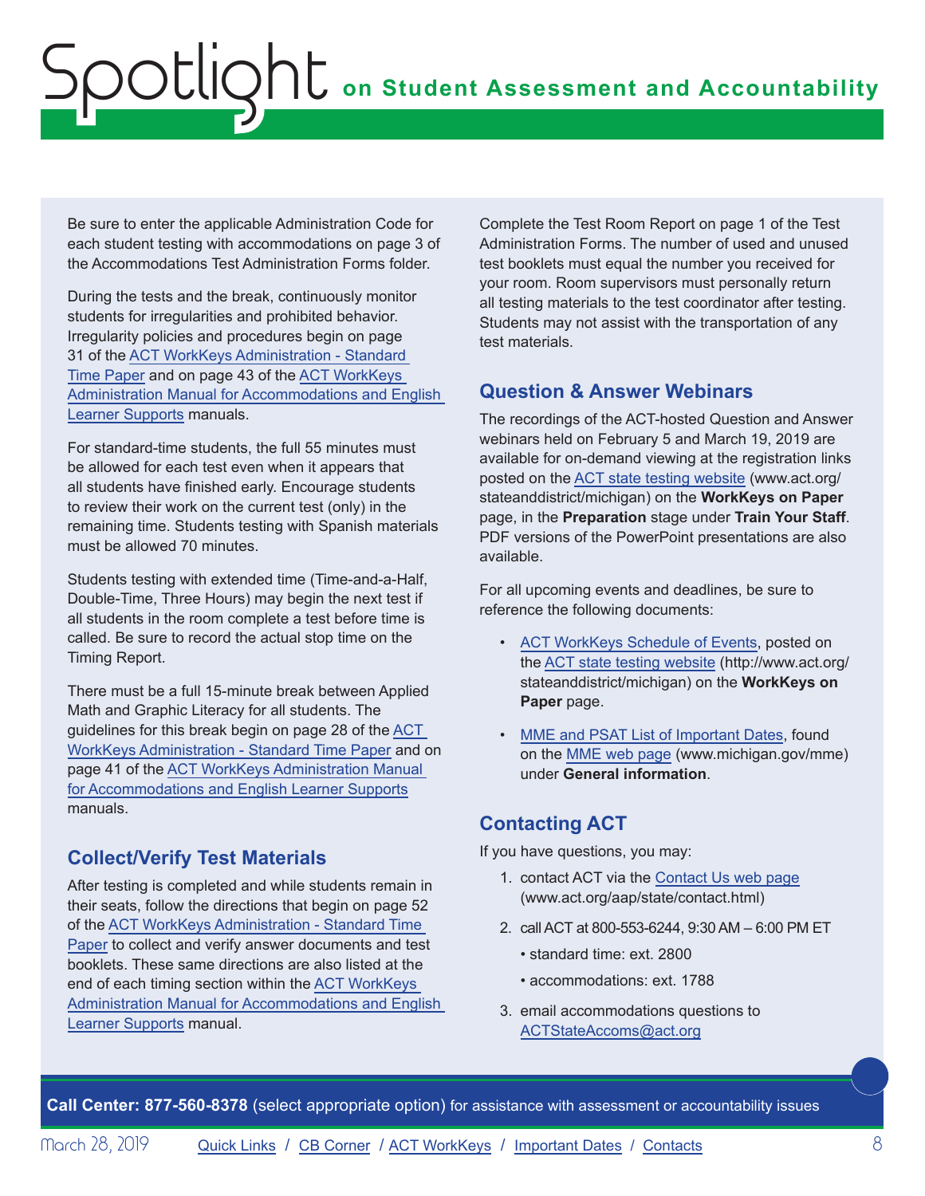Be sure to enter the applicable Administration Code for each student testing with accommodations on page 3 of the Accommodations Test Administration Forms folder.

During the tests and the break, continuously monitor students for irregularities and prohibited behavior. Irregularity policies and procedures begin on page 31 of the ACT WorkKeys Administration - Standard Time Paper and on page 43 of the ACT WorkKeys Administration Manual for Accommodations and English Learner Supports manuals.

For standard-time students, the full 55 minutes must be allowed for each test even when it appears that all students have finished early. Encourage students to review their work on the current test (only) in the remaining time. Students testing with Spanish materials must be allowed 70 minutes.

Students testing with extended time (Time-and-a-Half, Double-Time, Three Hours) may begin the next test if all students in the room complete a test before time is called. Be sure to record the actual stop time on the Timing Report.

There must be a full 15-minute break between Applied Math and Graphic Literacy for all students. The guidelines for this break begin on page 28 of the ACT WorkKeys Administration - Standard Time Paper and on page 41 of the ACT WorkKeys Administration Manual for Accommodations and English Learner Supports manuals.

### Collect/Verify Test Materials

After testing is completed and while students remain in their seats, follow the directions that begin on page 52 of the ACT WorkKeys Administration - Standard Time Paper to collect and verify answer documents and test booklets. These same directions are also listed at the end of each timing section within the ACT WorkKeys Administration Manual for Accommodations and English Learner Supports manual.

Complete the Test Room Report on page 1 of the Test Administration Forms. The number of used and unused test booklets must equal the number you received for your room. Room supervisors must personally return all testing materials to the test coordinator after testing. Students may not assist with the transportation of any test materials.

### Question & Answer Webinars

The recordings of the ACT-hosted Question and Answer webinars held on February 5 and March 19, 2019 are available for on-demand viewing at the registration links posted on the ACT state testing website (www.act.org/stateanddistrict/michigan) on the **WorkKeys on Paper** page, in the **Preparation** stage under **Train Your Staff**. PDF versions of the PowerPoint presentations are also available.

For all upcoming events and deadlines, be sure to reference the following documents:

- ACT WorkKeys Schedule of Events, posted on the ACT state testing website (http://www.act.org/stateanddistrict/michigan) on the **WorkKeys on Paper** page.
- MME and PSAT List of Important Dates, found on the MME web page (www.michigan.gov/mme) under **General information**.

### Contacting ACT

If you have questions, you may:

1. contact ACT via the Contact Us web page (www.act.org/aap/state/contact.html)
2. call ACT at 800-553-6244, 9:30 AM – 6:00 PM ET
   - standard time: ext. 2800
   - accommodations: ext. 1788
3. email accommodations questions to ACTStateAccoms@act.org

**Call Center: 877-560-8378** (select appropriate option) for assistance with assessment or accountability issues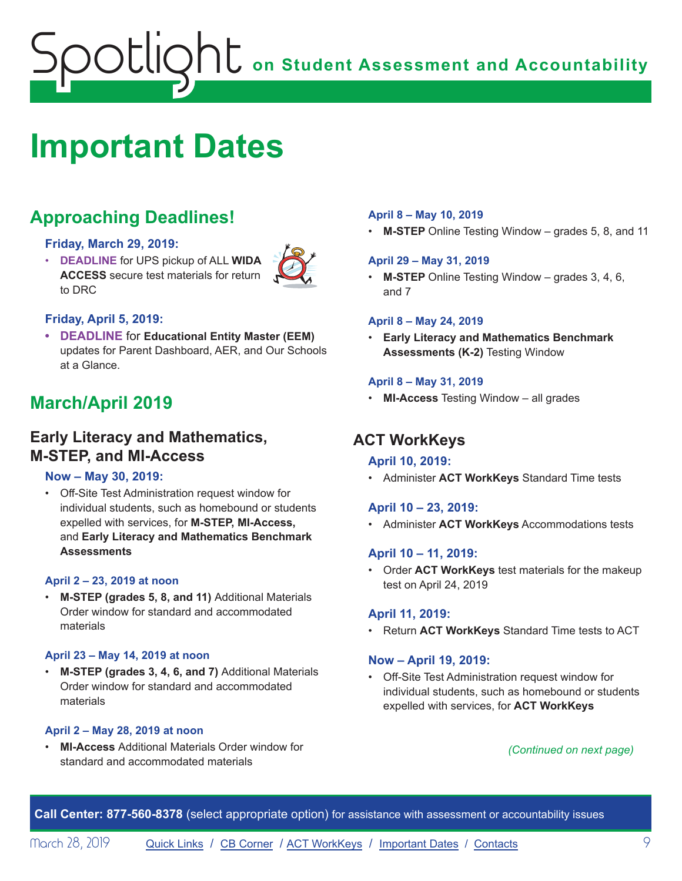# Important Dates

## Approaching Deadlines!

**Friday, March 29, 2019:**

- **DEADLINE** for UPS pickup of ALL **WIDA ACCESS** secure test materials for return to DRC

**Friday, April 5, 2019:**

- **DEADLINE** for **Educational Entity Master (EEM)** updates for Parent Dashboard, AER, and Our Schools at a Glance.

## March/April 2019

### Early Literacy and Mathematics, M-STEP, and MI-Access

**Now – May 30, 2019:**

- Off-Site Test Administration request window for individual students, such as homebound or students expelled with services, for **M-STEP, MI-Access,** and **Early Literacy and Mathematics Benchmark Assessments**

**April 2 – 23, 2019 at noon**

- **M-STEP (grades 5, 8, and 11)** Additional Materials Order window for standard and accommodated materials

**April 23 – May 14, 2019 at noon**

- **M-STEP (grades 3, 4, 6, and 7)** Additional Materials Order window for standard and accommodated materials

**April 2 – May 28, 2019 at noon**

- **MI-Access** Additional Materials Order window for standard and accommodated materials

**April 8 – May 10, 2019**

- **M-STEP** Online Testing Window – grades 5, 8, and 11

**April 29 – May 31, 2019**

- **M-STEP** Online Testing Window – grades 3, 4, 6, and 7

**April 8 – May 24, 2019**

- **Early Literacy and Mathematics Benchmark Assessments (K-2)** Testing Window

**April 8 – May 31, 2019**

- **MI-Access** Testing Window – all grades

### ACT WorkKeys

**April 10, 2019:**

- Administer **ACT WorkKeys** Standard Time tests

**April 10 – 23, 2019:**

- Administer **ACT WorkKeys** Accommodations tests

**April 10 – 11, 2019:**

- Order **ACT WorkKeys** test materials for the makeup test on April 24, 2019

**April 11, 2019:**

- Return **ACT WorkKeys** Standard Time tests to ACT

**Now – April 19, 2019:**

- Off-Site Test Administration request window for individual students, such as homebound or students expelled with services, for **ACT WorkKeys**

*(Continued on next page)*

**Call Center: 877-560-8378** (select appropriate option) for assistance with assessment or accountability issues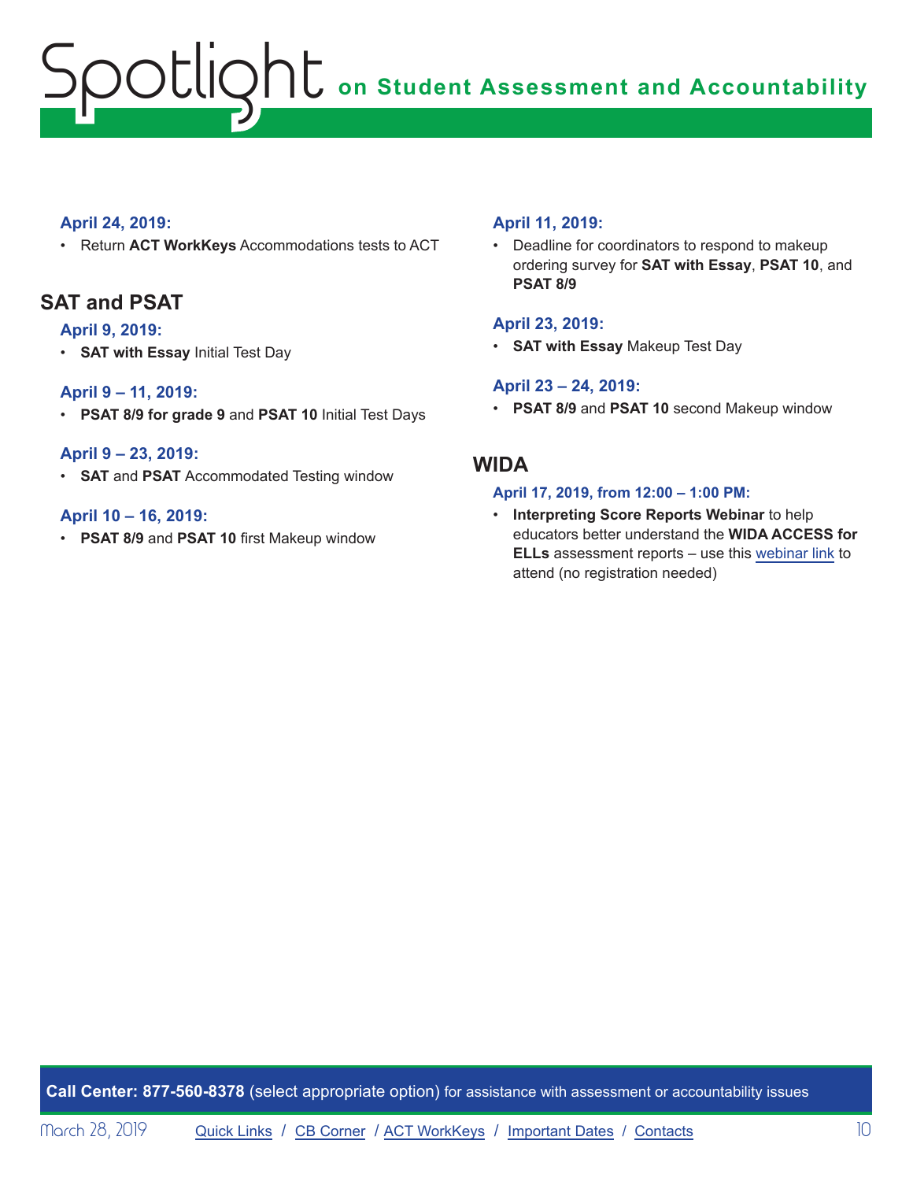**April 24, 2019:**

- Return **ACT WorkKeys** Accommodations tests to ACT

## SAT and PSAT

**April 9, 2019:**

- **SAT with Essay** Initial Test Day

**April 9 – 11, 2019:**

- **PSAT 8/9 for grade 9** and **PSAT 10** Initial Test Days

**April 9 – 23, 2019:**

- **SAT** and **PSAT** Accommodated Testing window

**April 10 – 16, 2019:**

- **PSAT 8/9** and **PSAT 10** first Makeup window

**April 11, 2019:**

- Deadline for coordinators to respond to makeup ordering survey for **SAT with Essay**, **PSAT 10**, and **PSAT 8/9**

**April 23, 2019:**

- **SAT with Essay** Makeup Test Day

**April 23 – 24, 2019:**

- **PSAT 8/9** and **PSAT 10** second Makeup window

## WIDA

**April 17, 2019, from 12:00 – 1:00 PM:**

- **Interpreting Score Reports Webinar** to help educators better understand the **WIDA ACCESS for ELLs** assessment reports – use this webinar link to attend (no registration needed)

**Call Center: 877-560-8378** (select appropriate option) for assistance with assessment or accountability issues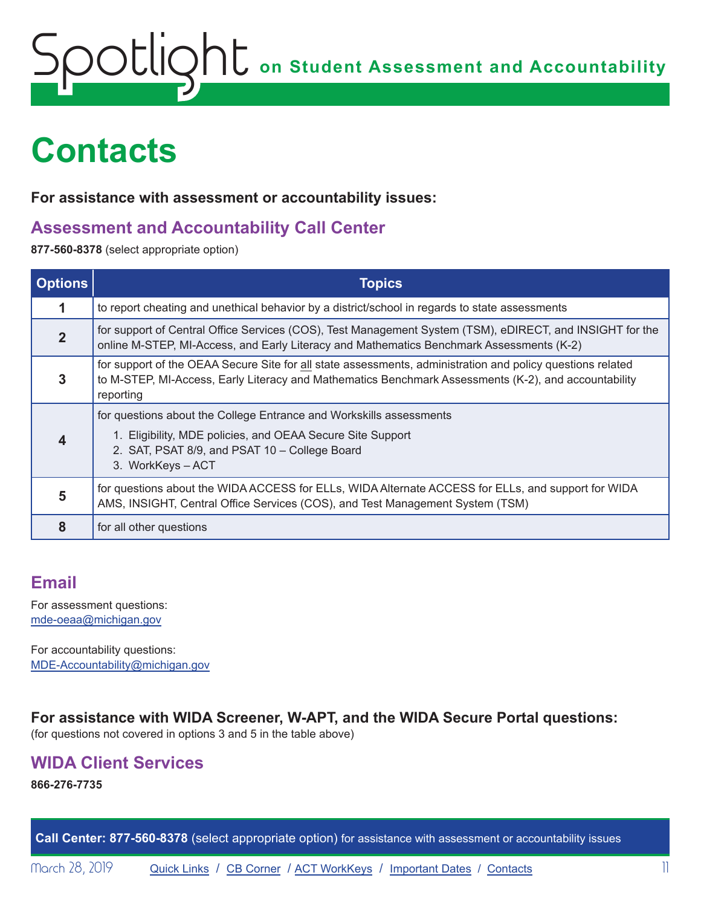# Contacts

**For assistance with assessment or accountability issues:**

## Assessment and Accountability Call Center

**877-560-8378** (select appropriate option)

| Options | Topics |
|---|---|
| **1** | to report cheating and unethical behavior by a district/school in regards to state assessments |
| **2** | for support of Central Office Services (COS), Test Management System (TSM), eDIRECT, and INSIGHT for the online M-STEP, MI-Access, and Early Literacy and Mathematics Benchmark Assessments (K-2) |
| **3** | for support of the OEAA Secure Site for all state assessments, administration and policy questions related to M-STEP, MI-Access, Early Literacy and Mathematics Benchmark Assessments (K-2), and accountability reporting |
| **4** | for questions about the College Entrance and Workskills assessments<br>1. Eligibility, MDE policies, and OEAA Secure Site Support<br>2. SAT, PSAT 8/9, and PSAT 10 – College Board<br>3. WorkKeys – ACT |
| **5** | for questions about the WIDA ACCESS for ELLs, WIDA Alternate ACCESS for ELLs, and support for WIDA AMS, INSIGHT, Central Office Services (COS), and Test Management System (TSM) |
| **8** | for all other questions |

## Email

For assessment questions:
mde-oeaa@michigan.gov

For accountability questions:
MDE-Accountability@michigan.gov

**For assistance with WIDA Screener, W-APT, and the WIDA Secure Portal questions:**
(for questions not covered in options 3 and 5 in the table above)

## WIDA Client Services

**866-276-7735**

**Call Center: 877-560-8378** (select appropriate option) for assistance with assessment or accountability issues